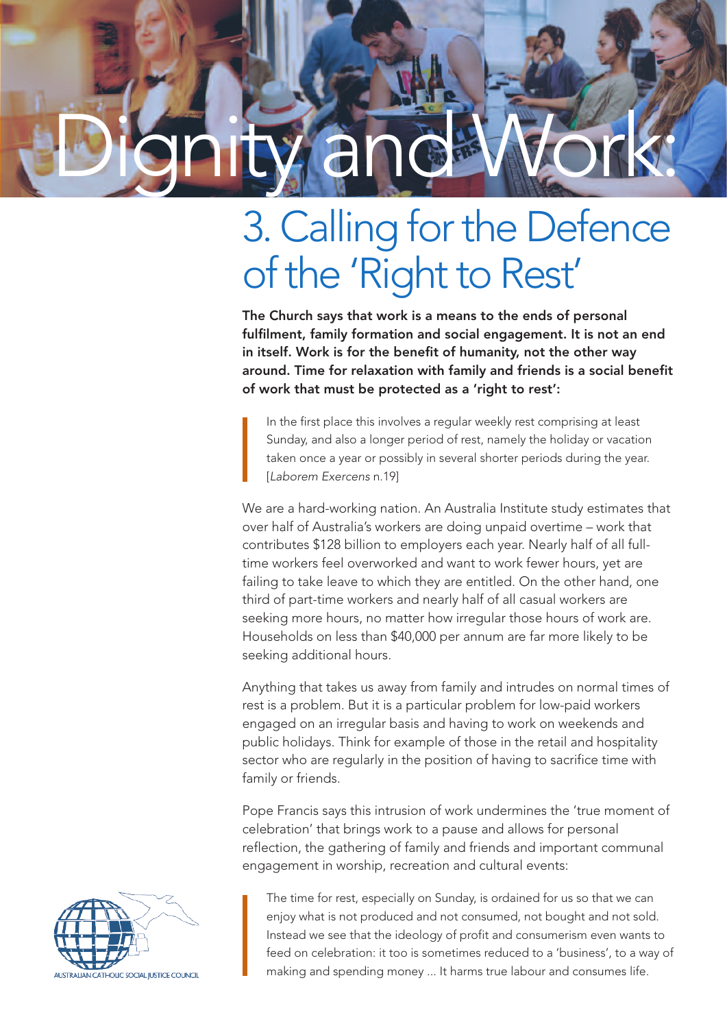# Dignity and Work:

## 3. Calling for the Defence of the 'Right to Rest'

**The Church says that work is a means to the ends of personal fulfilment, family formation and social engagement. It is not an end in itself. Work is for the benefit of humanity, not the other way around. Time for relaxation with family and friends is a social benefit of work that must be protected as a 'right to rest':**

> In the first place this involves a regular weekly rest comprising at least Sunday, and also a longer period of rest, namely the holiday or vacation taken once a year or possibly in several shorter periods during the year. [*Laborem Exercens* n.19]

We are a hard-working nation. An Australia Institute study estimates that over half of Australia's workers are doing unpaid overtime – work that contributes $128 billion to employers each year. Nearly half of all full-time workers feel overworked and want to work fewer hours, yet are failing to take leave to which they are entitled. On the other hand, one third of part-time workers and nearly half of all casual workers are seeking more hours, no matter how irregular those hours of work are. Households on less than $40,000 per annum are far more likely to be seeking additional hours.

Anything that takes us away from family and intrudes on normal times of rest is a problem. But it is a particular problem for low-paid workers engaged on an irregular basis and having to work on weekends and public holidays. Think for example of those in the retail and hospitality sector who are regularly in the position of having to sacrifice time with family or friends.

Pope Francis says this intrusion of work undermines the 'true moment of celebration' that brings work to a pause and allows for personal reflection, the gathering of family and friends and important communal engagement in worship, recreation and cultural events:

> The time for rest, especially on Sunday, is ordained for us so that we can enjoy what is not produced and not consumed, not bought and not sold. Instead we see that the ideology of profit and consumerism even wants to feed on celebration: it too is sometimes reduced to a 'business', to a way of making and spending money ... It harms true labour and consumes life.

AUSTRALIAN CATHOLIC SOCIAL JUSTICE COUNCIL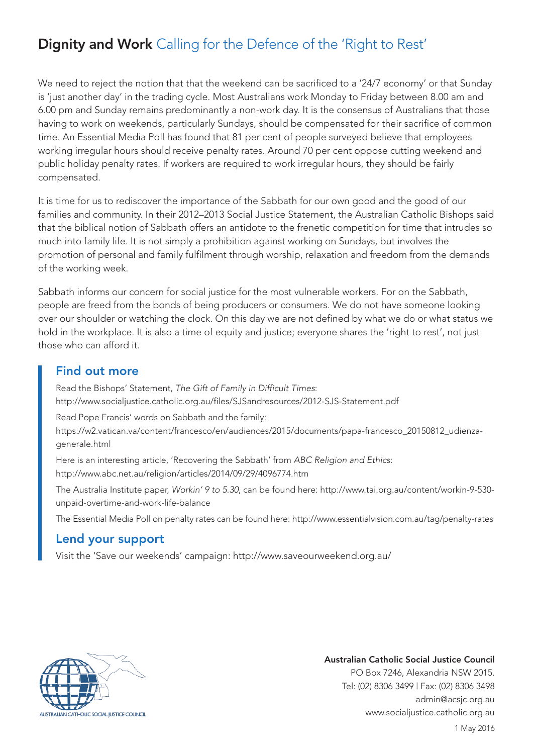## **Dignity and Work** Calling for the Defence of the 'Right to Rest'

We need to reject the notion that that the weekend can be sacrificed to a '24/7 economy' or that Sunday is 'just another day' in the trading cycle. Most Australians work Monday to Friday between 8.00 am and 6.00 pm and Sunday remains predominantly a non-work day. It is the consensus of Australians that those having to work on weekends, particularly Sundays, should be compensated for their sacrifice of common time. An Essential Media Poll has found that 81 per cent of people surveyed believe that employees working irregular hours should receive penalty rates. Around 70 per cent oppose cutting weekend and public holiday penalty rates. If workers are required to work irregular hours, they should be fairly compensated.

It is time for us to rediscover the importance of the Sabbath for our own good and the good of our families and community. In their 2012–2013 Social Justice Statement, the Australian Catholic Bishops said that the biblical notion of Sabbath offers an antidote to the frenetic competition for time that intrudes so much into family life. It is not simply a prohibition against working on Sundays, but involves the promotion of personal and family fulfilment through worship, relaxation and freedom from the demands of the working week.

Sabbath informs our concern for social justice for the most vulnerable workers. For on the Sabbath, people are freed from the bonds of being producers or consumers. We do not have someone looking over our shoulder or watching the clock. On this day we are not defined by what we do or what status we hold in the workplace. It is also a time of equity and justice; everyone shares the 'right to rest', not just those who can afford it.

### Find out more

Read the Bishops' Statement, *The Gift of Family in Difficult Times*: http://www.socialjustice.catholic.org.au/files/SJSandresources/2012-SJS-Statement.pdf

Read Pope Francis' words on Sabbath and the family: https://w2.vatican.va/content/francesco/en/audiences/2015/documents/papa-francesco_20150812_udienza-generale.html

Here is an interesting article, 'Recovering the Sabbath' from *ABC Religion and Ethics*: http://www.abc.net.au/religion/articles/2014/09/29/4096774.htm

The Australia Institute paper, *Workin' 9 to 5.30*, can be found here: http://www.tai.org.au/content/workin-9-530-unpaid-overtime-and-work-life-balance

The Essential Media Poll on penalty rates can be found here: http://www.essentialvision.com.au/tag/penalty-rates

### Lend your support

Visit the 'Save our weekends' campaign: http://www.saveourweekend.org.au/

AUSTRALIAN CATHOLIC SOCIAL JUSTICE COUNCIL

**Australian Catholic Social Justice Council**
PO Box 7246, Alexandria NSW 2015.
Tel: (02) 8306 3499 | Fax: (02) 8306 3498
admin@acsjc.org.au
www.socialjustice.catholic.org.au

1 May 2016